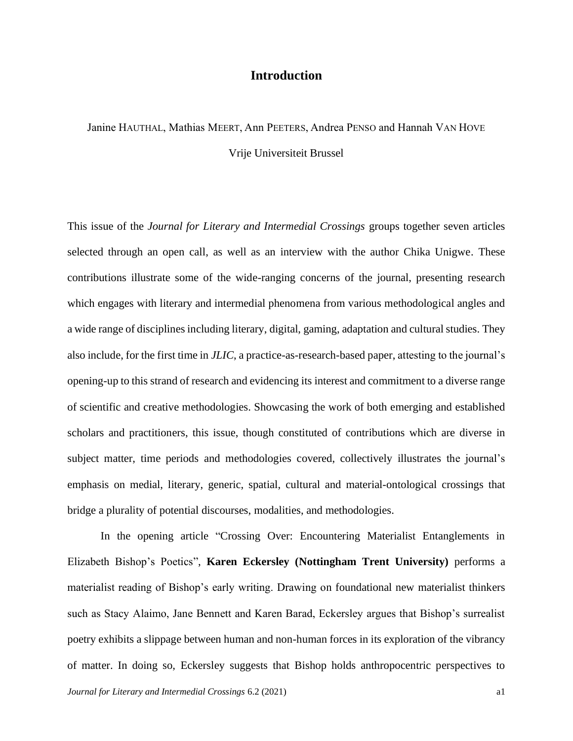# Introduction

Janine HAUTHAL, Mathias MEERT, Ann PEETERS, Andrea PENSO and Hannah VAN HOVE

Vrije Universiteit Brussel

This issue of the *Journal for Literary and Intermedial Crossings* groups together seven articles selected through an open call, as well as an interview with the author Chika Unigwe. These contributions illustrate some of the wide-ranging concerns of the journal, presenting research which engages with literary and intermedial phenomena from various methodological angles and a wide range of disciplines including literary, digital, gaming, adaptation and cultural studies. They also include, for the first time in *JLIC*, a practice-as-research-based paper, attesting to the journal's opening-up to this strand of research and evidencing its interest and commitment to a diverse range of scientific and creative methodologies. Showcasing the work of both emerging and established scholars and practitioners, this issue, though constituted of contributions which are diverse in subject matter, time periods and methodologies covered, collectively illustrates the journal's emphasis on medial, literary, generic, spatial, cultural and material-ontological crossings that bridge a plurality of potential discourses, modalities, and methodologies.

In the opening article "Crossing Over: Encountering Materialist Entanglements in Elizabeth Bishop's Poetics", **Karen Eckersley (Nottingham Trent University)** performs a materialist reading of Bishop's early writing. Drawing on foundational new materialist thinkers such as Stacy Alaimo, Jane Bennett and Karen Barad, Eckersley argues that Bishop's surrealist poetry exhibits a slippage between human and non-human forces in its exploration of the vibrancy of matter. In doing so, Eckersley suggests that Bishop holds anthropocentric perspectives to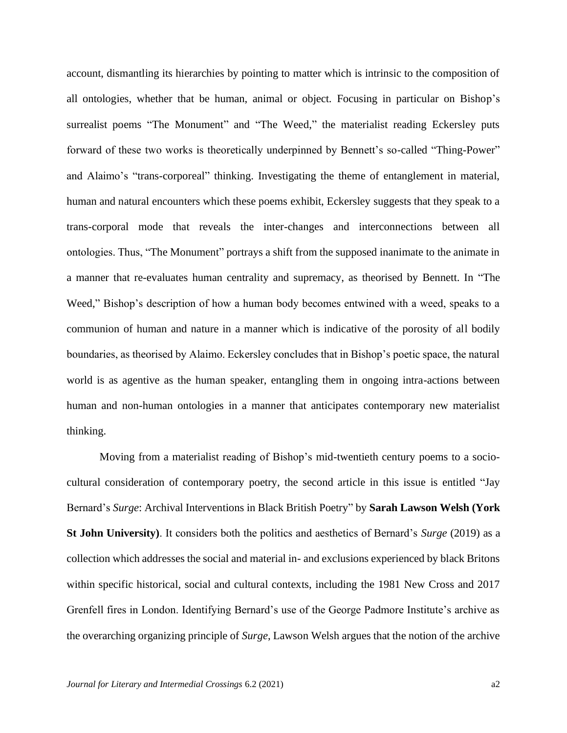account, dismantling its hierarchies by pointing to matter which is intrinsic to the composition of all ontologies, whether that be human, animal or object. Focusing in particular on Bishop's surrealist poems "The Monument" and "The Weed," the materialist reading Eckersley puts forward of these two works is theoretically underpinned by Bennett's so-called "Thing-Power" and Alaimo's "trans-corporeal" thinking. Investigating the theme of entanglement in material, human and natural encounters which these poems exhibit, Eckersley suggests that they speak to a trans-corporal mode that reveals the inter-changes and interconnections between all ontologies. Thus, "The Monument" portrays a shift from the supposed inanimate to the animate in a manner that re-evaluates human centrality and supremacy, as theorised by Bennett. In "The Weed," Bishop's description of how a human body becomes entwined with a weed, speaks to a communion of human and nature in a manner which is indicative of the porosity of all bodily boundaries, as theorised by Alaimo. Eckersley concludes that in Bishop's poetic space, the natural world is as agentive as the human speaker, entangling them in ongoing intra-actions between human and non-human ontologies in a manner that anticipates contemporary new materialist thinking.

Moving from a materialist reading of Bishop's mid-twentieth century poems to a socio-cultural consideration of contemporary poetry, the second article in this issue is entitled "Jay Bernard's *Surge*: Archival Interventions in Black British Poetry" by **Sarah Lawson Welsh (York St John University)**. It considers both the politics and aesthetics of Bernard's *Surge* (2019) as a collection which addresses the social and material in- and exclusions experienced by black Britons within specific historical, social and cultural contexts, including the 1981 New Cross and 2017 Grenfell fires in London. Identifying Bernard's use of the George Padmore Institute's archive as the overarching organizing principle of *Surge*, Lawson Welsh argues that the notion of the archive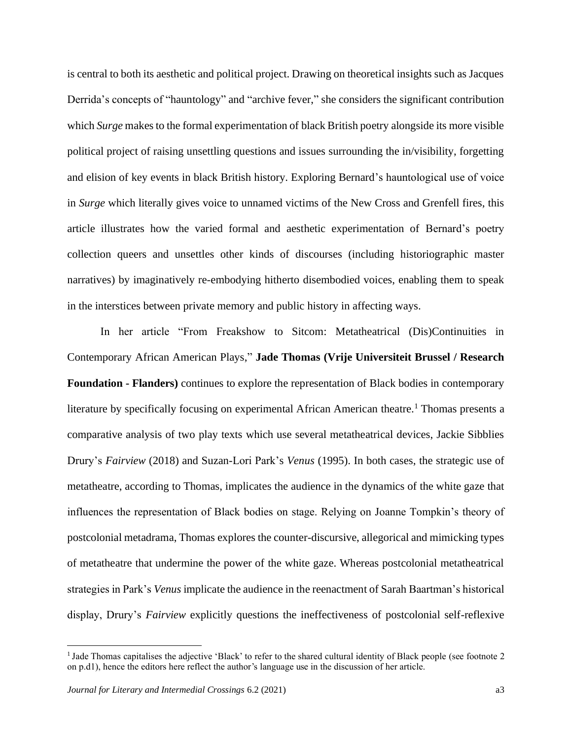is central to both its aesthetic and political project. Drawing on theoretical insights such as Jacques Derrida's concepts of "hauntology" and "archive fever," she considers the significant contribution which *Surge* makes to the formal experimentation of black British poetry alongside its more visible political project of raising unsettling questions and issues surrounding the in/visibility, forgetting and elision of key events in black British history. Exploring Bernard's hauntological use of voice in *Surge* which literally gives voice to unnamed victims of the New Cross and Grenfell fires, this article illustrates how the varied formal and aesthetic experimentation of Bernard's poetry collection queers and unsettles other kinds of discourses (including historiographic master narratives) by imaginatively re-embodying hitherto disembodied voices, enabling them to speak in the interstices between private memory and public history in affecting ways.

In her article "From Freakshow to Sitcom: Metatheatrical (Dis)Continuities in Contemporary African American Plays," **Jade Thomas (Vrije Universiteit Brussel / Research Foundation - Flanders)** continues to explore the representation of Black bodies in contemporary literature by specifically focusing on experimental African American theatre.[1] Thomas presents a comparative analysis of two play texts which use several metatheatrical devices, Jackie Sibblies Drury's *Fairview* (2018) and Suzan-Lori Park's *Venus* (1995). In both cases, the strategic use of metatheatre, according to Thomas, implicates the audience in the dynamics of the white gaze that influences the representation of Black bodies on stage. Relying on Joanne Tompkin's theory of postcolonial metadrama, Thomas explores the counter-discursive, allegorical and mimicking types of metatheatre that undermine the power of the white gaze. Whereas postcolonial metatheatrical strategies in Park's *Venus* implicate the audience in the reenactment of Sarah Baartman's historical display, Drury's *Fairview* explicitly questions the ineffectiveness of postcolonial self-reflexive

[1] Jade Thomas capitalises the adjective 'Black' to refer to the shared cultural identity of Black people (see footnote 2 on p.d1), hence the editors here reflect the author's language use in the discussion of her article.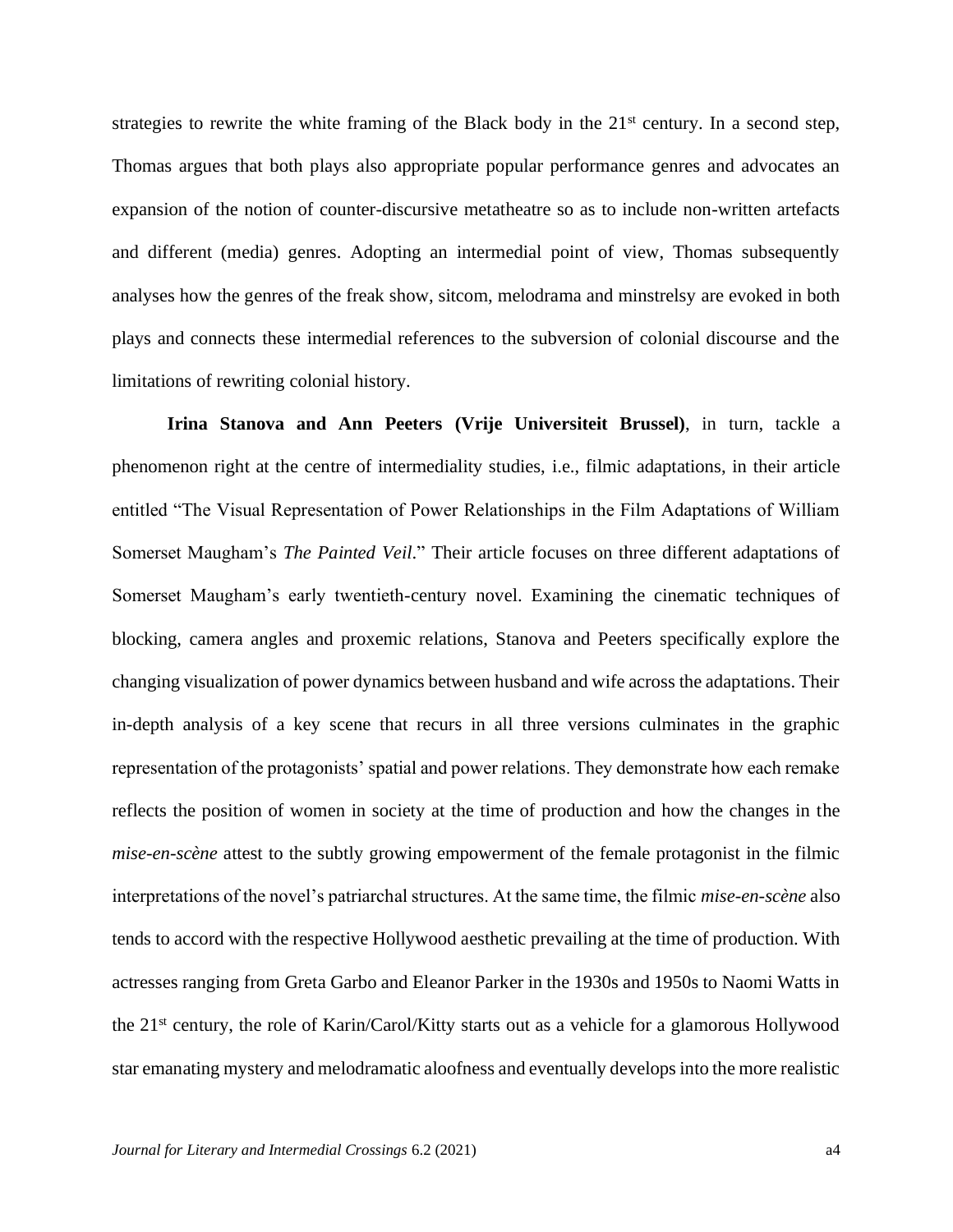strategies to rewrite the white framing of the Black body in the 21st century. In a second step, Thomas argues that both plays also appropriate popular performance genres and advocates an expansion of the notion of counter-discursive metatheatre so as to include non-written artefacts and different (media) genres. Adopting an intermedial point of view, Thomas subsequently analyses how the genres of the freak show, sitcom, melodrama and minstrelsy are evoked in both plays and connects these intermedial references to the subversion of colonial discourse and the limitations of rewriting colonial history.

**Irina Stanova and Ann Peeters (Vrije Universiteit Brussel)**, in turn, tackle a phenomenon right at the centre of intermediality studies, i.e., filmic adaptations, in their article entitled "The Visual Representation of Power Relationships in the Film Adaptations of William Somerset Maugham's *The Painted Veil*." Their article focuses on three different adaptations of Somerset Maugham's early twentieth-century novel. Examining the cinematic techniques of blocking, camera angles and proxemic relations, Stanova and Peeters specifically explore the changing visualization of power dynamics between husband and wife across the adaptations. Their in-depth analysis of a key scene that recurs in all three versions culminates in the graphic representation of the protagonists' spatial and power relations. They demonstrate how each remake reflects the position of women in society at the time of production and how the changes in the *mise-en-scène* attest to the subtly growing empowerment of the female protagonist in the filmic interpretations of the novel's patriarchal structures. At the same time, the filmic *mise-en-scène* also tends to accord with the respective Hollywood aesthetic prevailing at the time of production. With actresses ranging from Greta Garbo and Eleanor Parker in the 1930s and 1950s to Naomi Watts in the 21st century, the role of Karin/Carol/Kitty starts out as a vehicle for a glamorous Hollywood star emanating mystery and melodramatic aloofness and eventually develops into the more realistic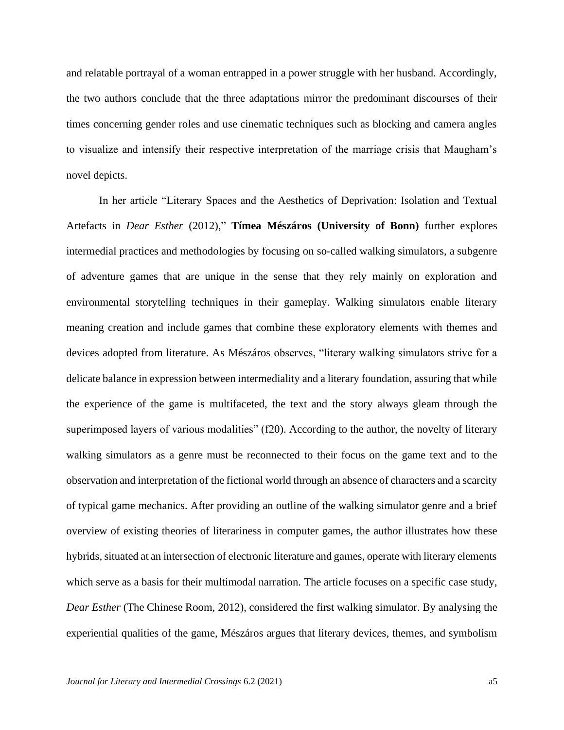and relatable portrayal of a woman entrapped in a power struggle with her husband. Accordingly, the two authors conclude that the three adaptations mirror the predominant discourses of their times concerning gender roles and use cinematic techniques such as blocking and camera angles to visualize and intensify their respective interpretation of the marriage crisis that Maugham's novel depicts.

In her article "Literary Spaces and the Aesthetics of Deprivation: Isolation and Textual Artefacts in *Dear Esther* (2012)," **Tímea Mészáros (University of Bonn)** further explores intermedial practices and methodologies by focusing on so-called walking simulators, a subgenre of adventure games that are unique in the sense that they rely mainly on exploration and environmental storytelling techniques in their gameplay. Walking simulators enable literary meaning creation and include games that combine these exploratory elements with themes and devices adopted from literature. As Mészáros observes, "literary walking simulators strive for a delicate balance in expression between intermediality and a literary foundation, assuring that while the experience of the game is multifaceted, the text and the story always gleam through the superimposed layers of various modalities" (f20). According to the author, the novelty of literary walking simulators as a genre must be reconnected to their focus on the game text and to the observation and interpretation of the fictional world through an absence of characters and a scarcity of typical game mechanics. After providing an outline of the walking simulator genre and a brief overview of existing theories of literariness in computer games, the author illustrates how these hybrids, situated at an intersection of electronic literature and games, operate with literary elements which serve as a basis for their multimodal narration. The article focuses on a specific case study, *Dear Esther* (The Chinese Room, 2012), considered the first walking simulator. By analysing the experiential qualities of the game, Mészáros argues that literary devices, themes, and symbolism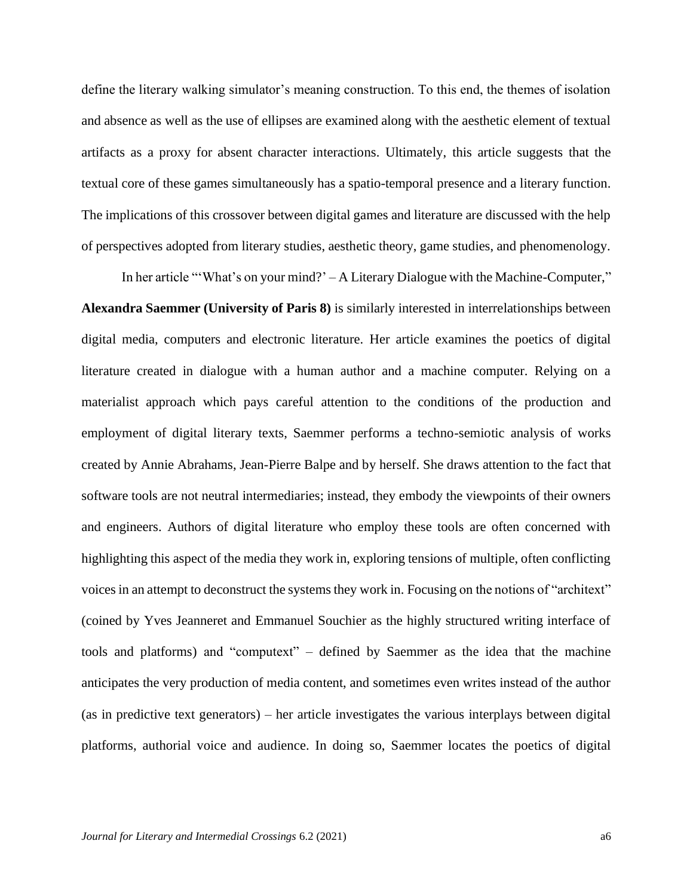define the literary walking simulator's meaning construction. To this end, the themes of isolation and absence as well as the use of ellipses are examined along with the aesthetic element of textual artifacts as a proxy for absent character interactions. Ultimately, this article suggests that the textual core of these games simultaneously has a spatio-temporal presence and a literary function. The implications of this crossover between digital games and literature are discussed with the help of perspectives adopted from literary studies, aesthetic theory, game studies, and phenomenology.

In her article "'What's on your mind?' – A Literary Dialogue with the Machine-Computer," **Alexandra Saemmer (University of Paris 8)** is similarly interested in interrelationships between digital media, computers and electronic literature. Her article examines the poetics of digital literature created in dialogue with a human author and a machine computer. Relying on a materialist approach which pays careful attention to the conditions of the production and employment of digital literary texts, Saemmer performs a techno-semiotic analysis of works created by Annie Abrahams, Jean-Pierre Balpe and by herself. She draws attention to the fact that software tools are not neutral intermediaries; instead, they embody the viewpoints of their owners and engineers. Authors of digital literature who employ these tools are often concerned with highlighting this aspect of the media they work in, exploring tensions of multiple, often conflicting voices in an attempt to deconstruct the systems they work in. Focusing on the notions of "architext" (coined by Yves Jeanneret and Emmanuel Souchier as the highly structured writing interface of tools and platforms) and "computext" – defined by Saemmer as the idea that the machine anticipates the very production of media content, and sometimes even writes instead of the author (as in predictive text generators) – her article investigates the various interplays between digital platforms, authorial voice and audience. In doing so, Saemmer locates the poetics of digital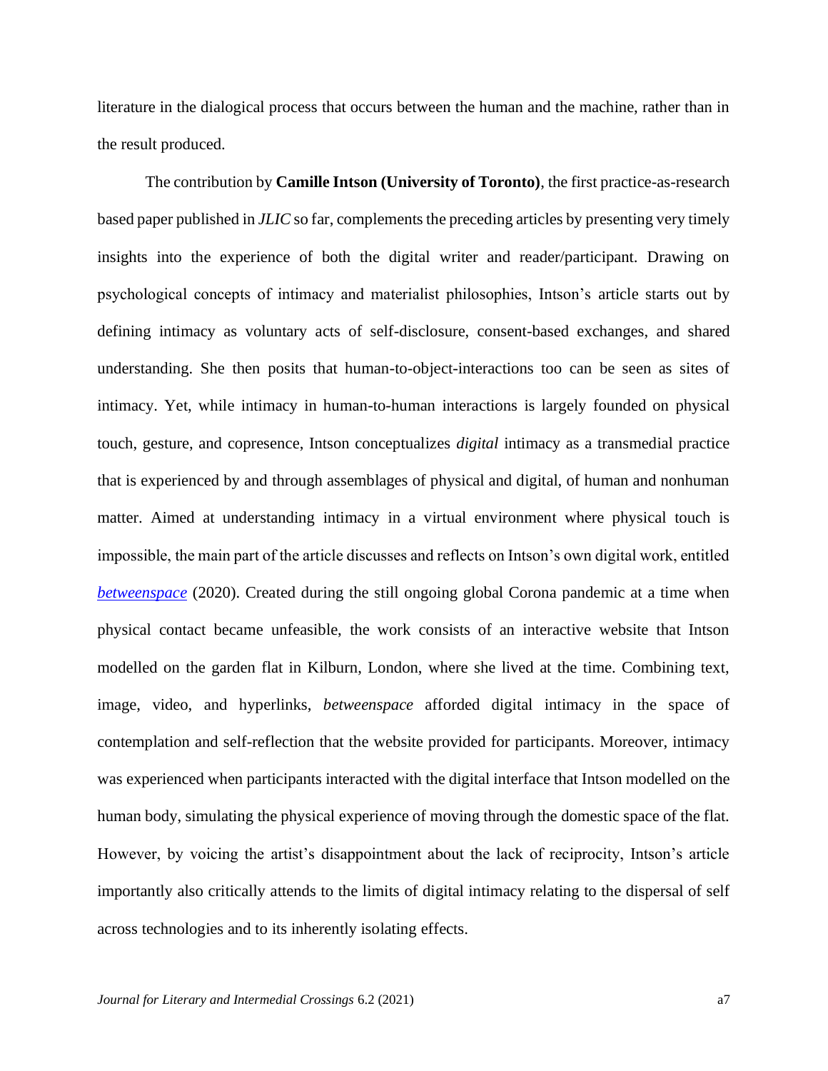literature in the dialogical process that occurs between the human and the machine, rather than in the result produced.

The contribution by **Camille Intson (University of Toronto)**, the first practice-as-research based paper published in *JLIC* so far, complements the preceding articles by presenting very timely insights into the experience of both the digital writer and reader/participant. Drawing on psychological concepts of intimacy and materialist philosophies, Intson's article starts out by defining intimacy as voluntary acts of self-disclosure, consent-based exchanges, and shared understanding. She then posits that human-to-object-interactions too can be seen as sites of intimacy. Yet, while intimacy in human-to-human interactions is largely founded on physical touch, gesture, and copresence, Intson conceptualizes *digital* intimacy as a transmedial practice that is experienced by and through assemblages of physical and digital, of human and nonhuman matter. Aimed at understanding intimacy in a virtual environment where physical touch is impossible, the main part of the article discusses and reflects on Intson's own digital work, entitled *betweenspace* (2020). Created during the still ongoing global Corona pandemic at a time when physical contact became unfeasible, the work consists of an interactive website that Intson modelled on the garden flat in Kilburn, London, where she lived at the time. Combining text, image, video, and hyperlinks, *betweenspace* afforded digital intimacy in the space of contemplation and self-reflection that the website provided for participants. Moreover, intimacy was experienced when participants interacted with the digital interface that Intson modelled on the human body, simulating the physical experience of moving through the domestic space of the flat. However, by voicing the artist's disappointment about the lack of reciprocity, Intson's article importantly also critically attends to the limits of digital intimacy relating to the dispersal of self across technologies and to its inherently isolating effects.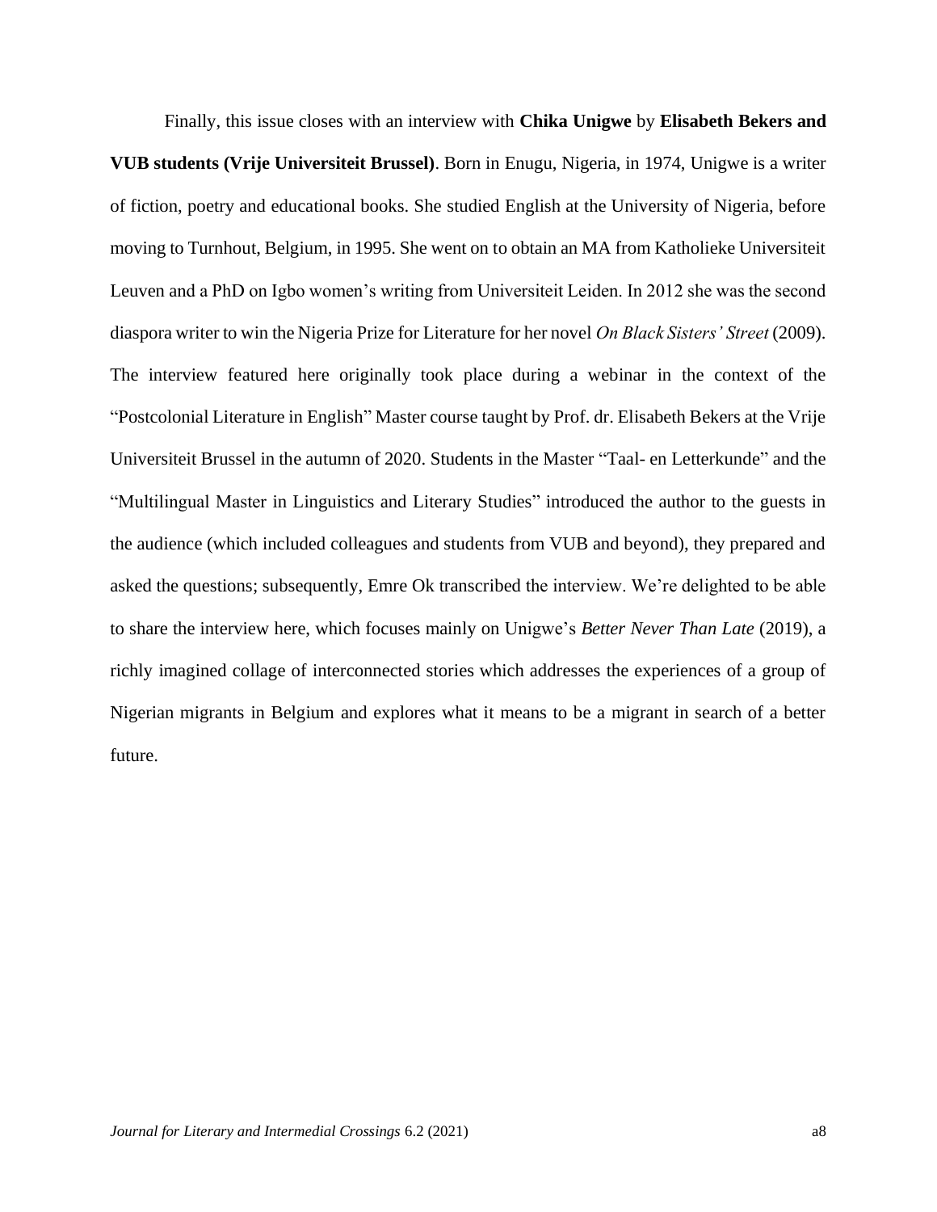Finally, this issue closes with an interview with **Chika Unigwe** by **Elisabeth Bekers and VUB students (Vrije Universiteit Brussel)**. Born in Enugu, Nigeria, in 1974, Unigwe is a writer of fiction, poetry and educational books. She studied English at the University of Nigeria, before moving to Turnhout, Belgium, in 1995. She went on to obtain an MA from Katholieke Universiteit Leuven and a PhD on Igbo women's writing from Universiteit Leiden. In 2012 she was the second diaspora writer to win the Nigeria Prize for Literature for her novel *On Black Sisters' Street* (2009). The interview featured here originally took place during a webinar in the context of the "Postcolonial Literature in English" Master course taught by Prof. dr. Elisabeth Bekers at the Vrije Universiteit Brussel in the autumn of 2020. Students in the Master "Taal- en Letterkunde" and the "Multilingual Master in Linguistics and Literary Studies" introduced the author to the guests in the audience (which included colleagues and students from VUB and beyond), they prepared and asked the questions; subsequently, Emre Ok transcribed the interview. We're delighted to be able to share the interview here, which focuses mainly on Unigwe's *Better Never Than Late* (2019), a richly imagined collage of interconnected stories which addresses the experiences of a group of Nigerian migrants in Belgium and explores what it means to be a migrant in search of a better future.